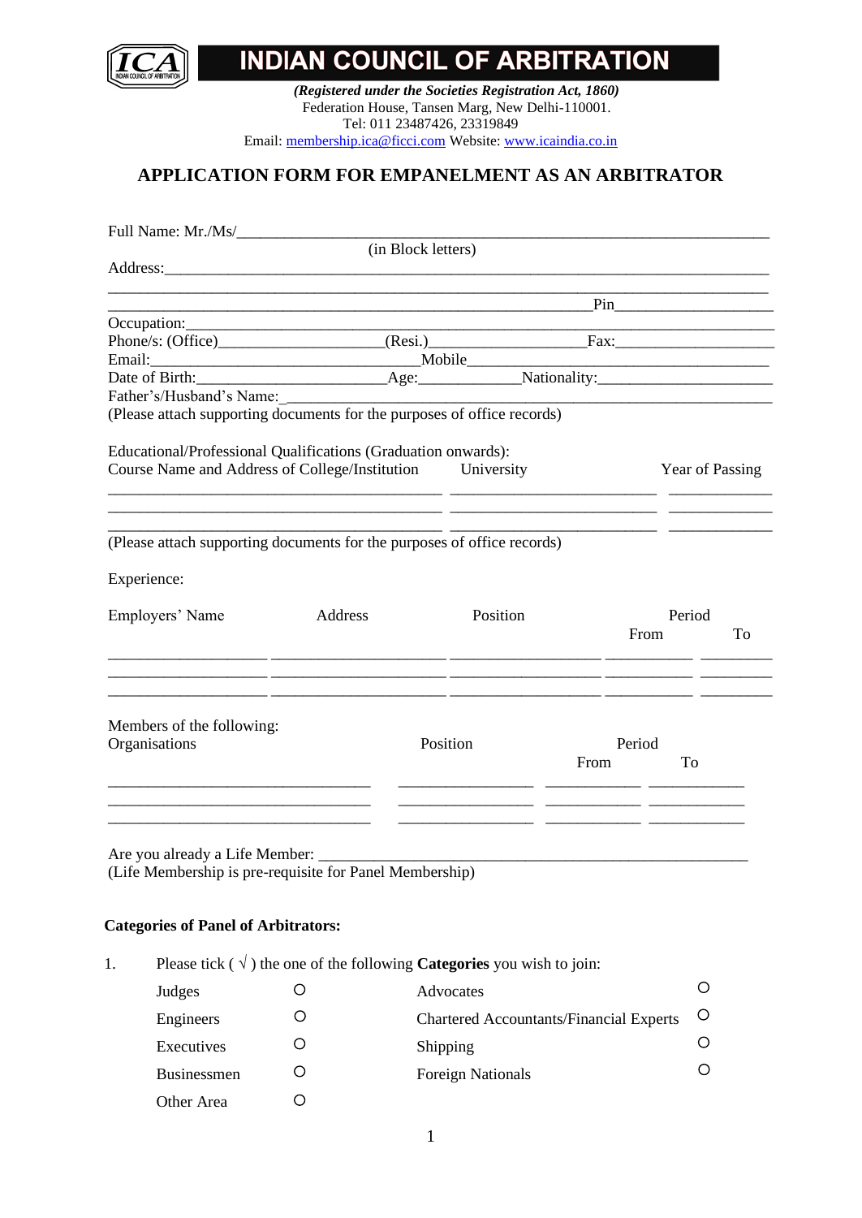# INDIAN COUNCIL OF ARBITRATION

*(Registered under the Societies Registration Act, 1860)*
Federation House, Tansen Marg, New Delhi-110001.
Tel: 011 23487426, 23319849
Email: membership.ica@ficci.com Website: www.icaindia.co.in

## APPLICATION FORM FOR EMPANELMENT AS AN ARBITRATOR

Full Name: Mr./Ms/________________________________________________________________
(in Block letters)
Address:__________________________________________________________________________
__________________________________________________________________________________
_________________________________________________________Pin____________________
Occupation:_______________________________________________________________________
Phone/s: (Office)__________________(Resi.)__________________Fax:___________________
Email:_________________________________Mobile______________________________________
Date of Birth:______________________Age:____________Nationality:____________________
Father's/Husband's Name:_________________________________________________________
(Please attach supporting documents for the purposes of office records)

Educational/Professional Qualifications (Graduation onwards):

| Course Name and Address of College/Institution | University | Year of Passing |
|---|---|---|
| | | |
| | | |
| | | |

(Please attach supporting documents for the purposes of office records)

Experience:

| Employers' Name | Address | Position | Period From | Period To |
|---|---|---|---|---|
| | | | | |
| | | | | |
| | | | | |

Members of the following:

| Organisations | Position | Period From | Period To |
|---|---|---|---|
| | | | |
| | | | |
| | | | |

Are you already a Life Member: ______________________________________________________
(Life Membership is pre-requisite for Panel Membership)

**Categories of Panel of Arbitrators:**

1. Please tick ( √ ) the one of the following **Categories** you wish to join:

| | | | |
|---|---|---|---|
| Judges | ○ | Advocates | ○ |
| Engineers | ○ | Chartered Accountants/Financial Experts | ○ |
| Executives | ○ | Shipping | ○ |
| Businessmen | ○ | Foreign Nationals | ○ |
| Other Area | ○ | | |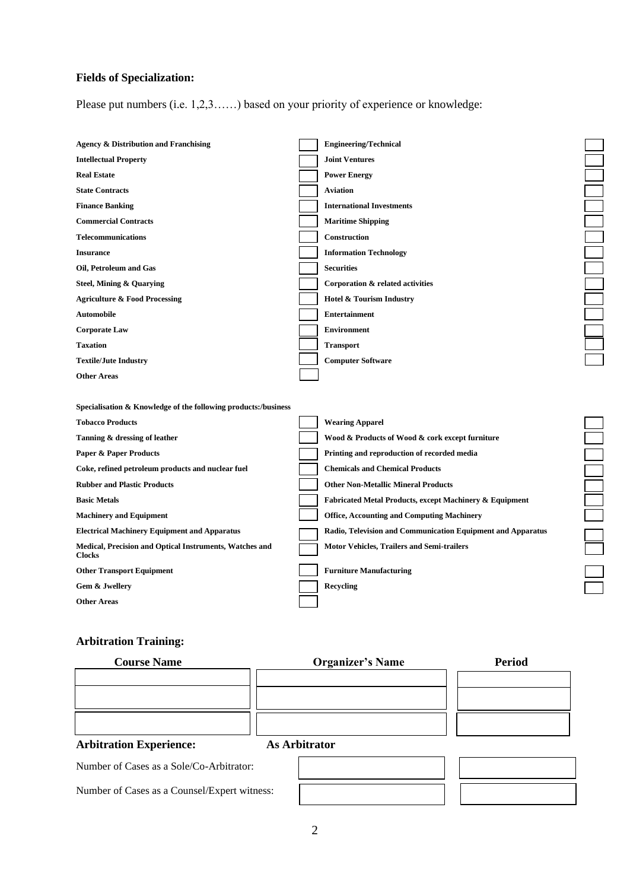### Fields of Specialization:

Please put numbers (i.e. 1,2,3……) based on your priority of experience or knowledge:

| | | | |
|---|---|---|---|
| **Agency & Distribution and Franchising** | | **Engineering/Technical** | |
| **Intellectual Property** | | **Joint Ventures** | |
| **Real Estate** | | **Power Energy** | |
| **State Contracts** | | **Aviation** | |
| **Finance Banking** | | **International Investments** | |
| **Commercial Contracts** | | **Maritime Shipping** | |
| **Telecommunications** | | **Construction** | |
| **Insurance** | | **Information Technology** | |
| **Oil, Petroleum and Gas** | | **Securities** | |
| **Steel, Mining & Quarying** | | **Corporation & related activities** | |
| **Agriculture & Food Processing** | | **Hotel & Tourism Industry** | |
| **Automobile** | | **Entertainment** | |
| **Corporate Law** | | **Environment** | |
| **Taxation** | | **Transport** | |
| **Textile/Jute Industry** | | **Computer Software** | |
| **Other Areas** | | | |

**Specialisation & Knowledge of the following products:/business**

| | | | |
|---|---|---|---|
| **Tobacco Products** | | **Wearing Apparel** | |
| **Tanning & dressing of leather** | | **Wood & Products of Wood & cork except furniture** | |
| **Paper & Paper Products** | | **Printing and reproduction of recorded media** | |
| **Coke, refined petroleum products and nuclear fuel** | | **Chemicals and Chemical Products** | |
| **Rubber and Plastic Products** | | **Other Non-Metallic Mineral Products** | |
| **Basic Metals** | | **Fabricated Metal Products, except Machinery & Equipment** | |
| **Machinery and Equipment** | | **Office, Accounting and Computing Machinery** | |
| **Electrical Machinery Equipment and Apparatus** | | **Radio, Television and Communication Equipment and Apparatus** | |
| **Medical, Precision and Optical Instruments, Watches and Clocks** | | **Motor Vehicles, Trailers and Semi-trailers** | |
| **Other Transport Equipment** | | **Furniture Manufacturing** | |
| **Gem & Jwellery** | | **Recycling** | |
| **Other Areas** | | | |

### Arbitration Training:

| Course Name | Organizer's Name | Period |
|---|---|---|
| | | |
| | | |
| | | |

### Arbitration Experience: As Arbitrator

| | | |
|---|---|---|
| Number of Cases as a Sole/Co-Arbitrator: | | |
| Number of Cases as a Counsel/Expert witness: | | |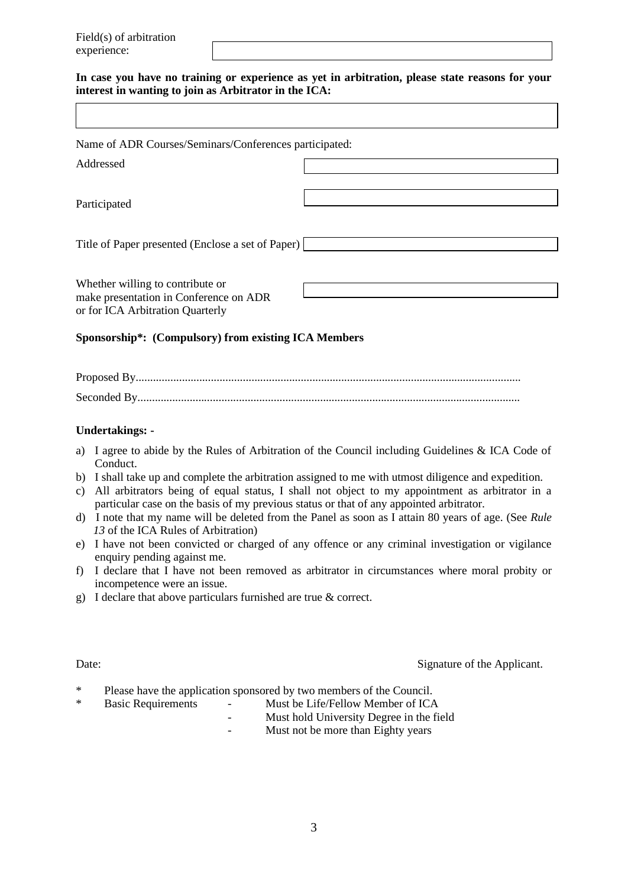Field(s) of arbitration experience:

**In case you have no training or experience as yet in arbitration, please state reasons for your interest in wanting to join as Arbitrator in the ICA:**

Name of ADR Courses/Seminars/Conferences participated:

Addressed

Participated

Title of Paper presented (Enclose a set of Paper)

Whether willing to contribute or make presentation in Conference on ADR or for ICA Arbitration Quarterly

**Sponsorship*: (Compulsory) from existing ICA Members**

Proposed By....................................................................................................................................

Seconded By...................................................................................................................................

**Undertakings: -**

a) I agree to abide by the Rules of Arbitration of the Council including Guidelines & ICA Code of Conduct.
b) I shall take up and complete the arbitration assigned to me with utmost diligence and expedition.
c) All arbitrators being of equal status, I shall not object to my appointment as arbitrator in a particular case on the basis of my previous status or that of any appointed arbitrator.
d) I note that my name will be deleted from the Panel as soon as I attain 80 years of age. (See *Rule 13* of the ICA Rules of Arbitration)
e) I have not been convicted or charged of any offence or any criminal investigation or vigilance enquiry pending against me.
f) I declare that I have not been removed as arbitrator in circumstances where moral probity or incompetence were an issue.
g) I declare that above particulars furnished are true & correct.

Date: Signature of the Applicant.

\* Please have the application sponsored by two members of the Council.

\* Basic Requirements
- Must be Life/Fellow Member of ICA
- Must hold University Degree in the field
- Must not be more than Eighty years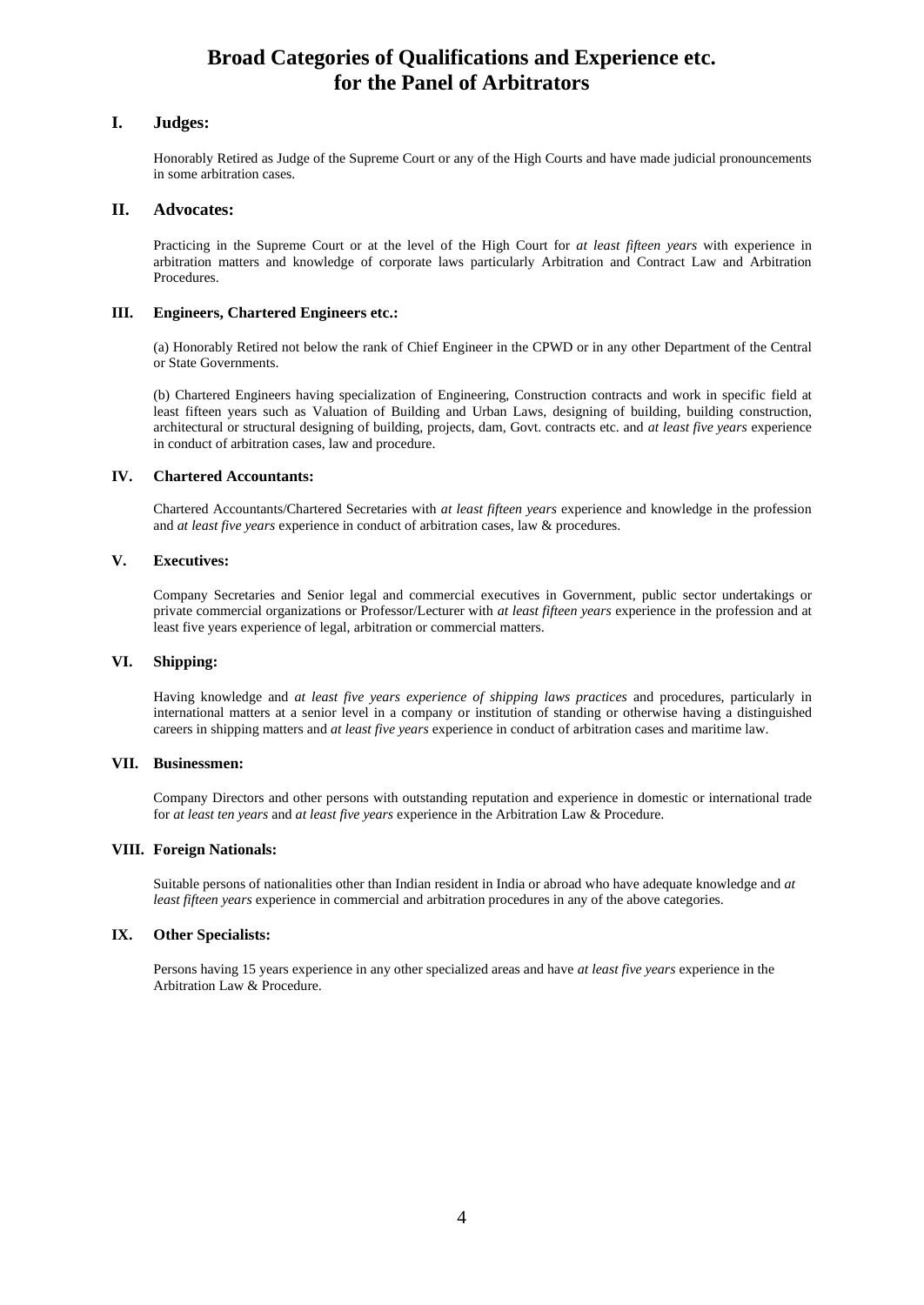# Broad Categories of Qualifications and Experience etc. for the Panel of Arbitrators

## I. Judges:

Honorably Retired as Judge of the Supreme Court or any of the High Courts and have made judicial pronouncements in some arbitration cases.

## II. Advocates:

Practicing in the Supreme Court or at the level of the High Court for *at least fifteen years* with experience in arbitration matters and knowledge of corporate laws particularly Arbitration and Contract Law and Arbitration Procedures.

## III. Engineers, Chartered Engineers etc.:

(a) Honorably Retired not below the rank of Chief Engineer in the CPWD or in any other Department of the Central or State Governments.

(b) Chartered Engineers having specialization of Engineering, Construction contracts and work in specific field at least fifteen years such as Valuation of Building and Urban Laws, designing of building, building construction, architectural or structural designing of building, projects, dam, Govt. contracts etc. and *at least five years* experience in conduct of arbitration cases, law and procedure.

## IV. Chartered Accountants:

Chartered Accountants/Chartered Secretaries with *at least fifteen years* experience and knowledge in the profession and *at least five years* experience in conduct of arbitration cases, law & procedures.

## V. Executives:

Company Secretaries and Senior legal and commercial executives in Government, public sector undertakings or private commercial organizations or Professor/Lecturer with *at least fifteen years* experience in the profession and at least five years experience of legal, arbitration or commercial matters.

## VI. Shipping:

Having knowledge and *at least five years experience of shipping laws practices* and procedures, particularly in international matters at a senior level in a company or institution of standing or otherwise having a distinguished careers in shipping matters and *at least five years* experience in conduct of arbitration cases and maritime law.

## VII. Businessmen:

Company Directors and other persons with outstanding reputation and experience in domestic or international trade for *at least ten years* and *at least five years* experience in the Arbitration Law & Procedure.

## VIII. Foreign Nationals:

Suitable persons of nationalities other than Indian resident in India or abroad who have adequate knowledge and *at least fifteen years* experience in commercial and arbitration procedures in any of the above categories.

## IX. Other Specialists:

Persons having 15 years experience in any other specialized areas and have *at least five years* experience in the Arbitration Law & Procedure.